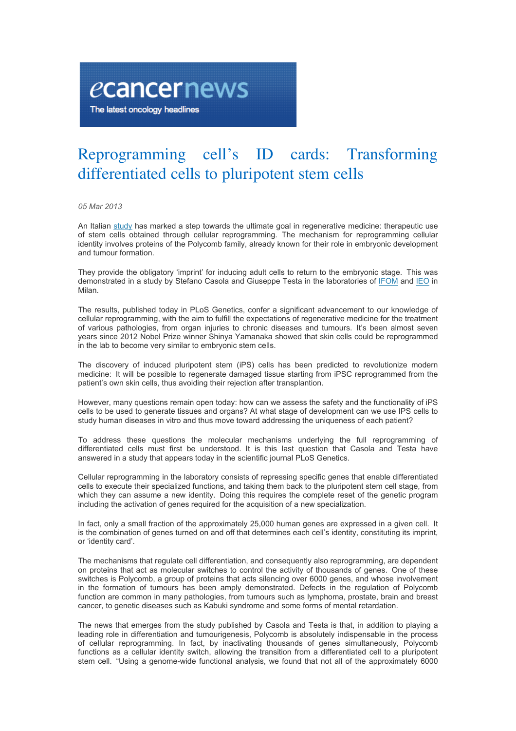ecancernews

The latest oncology headlines

# Reprogramming cell's ID cards: Transforming differentiated cells to pluripotent stem cells

*05 Mar 2013*

An Italian study has marked a step towards the ultimate goal in regenerative medicine: therapeutic use of stem cells obtained through cellular reprogramming. The mechanism for reprogramming cellular identity involves proteins of the Polycomb family, already known for their role in embryonic development and tumour formation.

They provide the obligatory 'imprint' for inducing adult cells to return to the embryonic stage. This was demonstrated in a study by Stefano Casola and Giuseppe Testa in the laboratories of IFOM and IEO in Milan.

The results, published today in PLoS Genetics, confer a significant advancement to our knowledge of cellular reprogramming, with the aim to fulfill the expectations of regenerative medicine for the treatment of various pathologies, from organ injuries to chronic diseases and tumours. It's been almost seven years since 2012 Nobel Prize winner Shinya Yamanaka showed that skin cells could be reprogrammed in the lab to become very similar to embryonic stem cells.

The discovery of induced pluripotent stem (iPS) cells has been predicted to revolutionize modern medicine: It will be possible to regenerate damaged tissue starting from iPSC reprogrammed from the patient's own skin cells, thus avoiding their rejection after transplantion.

However, many questions remain open today: how can we assess the safety and the functionality of iPS cells to be used to generate tissues and organs? At what stage of development can we use IPS cells to study human diseases in vitro and thus move toward addressing the uniqueness of each patient?

To address these questions the molecular mechanisms underlying the full reprogramming of differentiated cells must first be understood. It is this last question that Casola and Testa have answered in a study that appears today in the scientific journal PLoS Genetics.

Cellular reprogramming in the laboratory consists of repressing specific genes that enable differentiated cells to execute their specialized functions, and taking them back to the pluripotent stem cell stage, from which they can assume a new identity. Doing this requires the complete reset of the genetic program including the activation of genes required for the acquisition of a new specialization.

In fact, only a small fraction of the approximately 25,000 human genes are expressed in a given cell. It is the combination of genes turned on and off that determines each cell's identity, constituting its imprint, or 'identity card'.

The mechanisms that regulate cell differentiation, and consequently also reprogramming, are dependent on proteins that act as molecular switches to control the activity of thousands of genes. One of these switches is Polycomb, a group of proteins that acts silencing over 6000 genes, and whose involvement in the formation of tumours has been amply demonstrated. Defects in the regulation of Polycomb function are common in many pathologies, from tumours such as lymphoma, prostate, brain and breast cancer, to genetic diseases such as Kabuki syndrome and some forms of mental retardation.

The news that emerges from the study published by Casola and Testa is that, in addition to playing a leading role in differentiation and tumourigenesis, Polycomb is absolutely indispensable in the process of cellular reprogramming. In fact, by inactivating thousands of genes simultaneously, Polycomb functions as a cellular identity switch, allowing the transition from a differentiated cell to a pluripotent stem cell. "Using a genome-wide functional analysis, we found that not all of the approximately 6000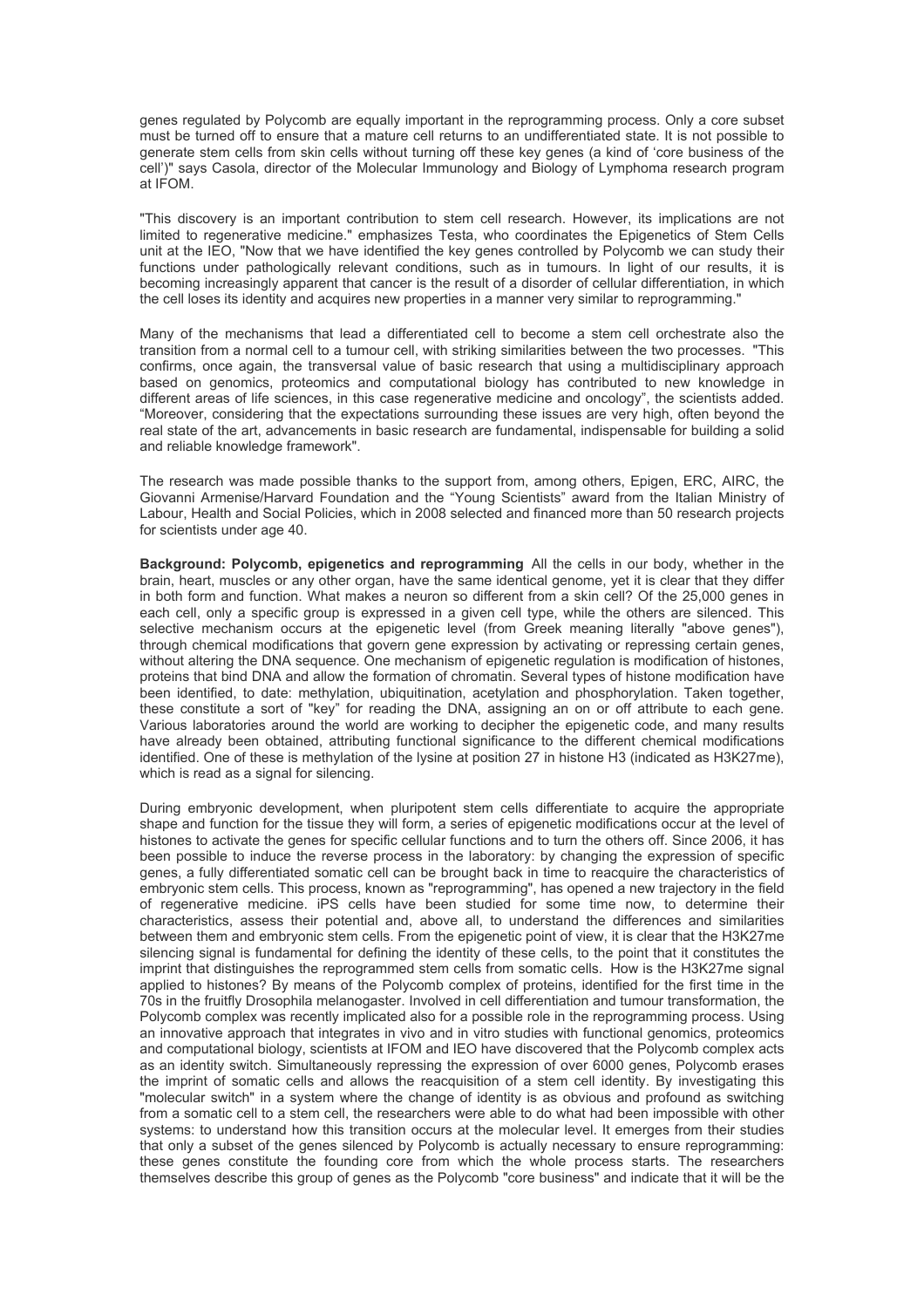genes regulated by Polycomb are equally important in the reprogramming process. Only a core subset must be turned off to ensure that a mature cell returns to an undifferentiated state. It is not possible to generate stem cells from skin cells without turning off these key genes (a kind of 'core business of the cell')" says Casola, director of the Molecular Immunology and Biology of Lymphoma research program at IFOM.

"This discovery is an important contribution to stem cell research. However, its implications are not limited to regenerative medicine." emphasizes Testa, who coordinates the Epigenetics of Stem Cells unit at the IEO, "Now that we have identified the key genes controlled by Polycomb we can study their functions under pathologically relevant conditions, such as in tumours. In light of our results, it is becoming increasingly apparent that cancer is the result of a disorder of cellular differentiation, in which the cell loses its identity and acquires new properties in a manner very similar to reprogramming."

Many of the mechanisms that lead a differentiated cell to become a stem cell orchestrate also the transition from a normal cell to a tumour cell, with striking similarities between the two processes. "This confirms, once again, the transversal value of basic research that using a multidisciplinary approach based on genomics, proteomics and computational biology has contributed to new knowledge in different areas of life sciences, in this case regenerative medicine and oncology", the scientists added. "Moreover, considering that the expectations surrounding these issues are very high, often beyond the real state of the art, advancements in basic research are fundamental, indispensable for building a solid and reliable knowledge framework".

The research was made possible thanks to the support from, among others, Epigen, ERC, AIRC, the Giovanni Armenise/Harvard Foundation and the "Young Scientists" award from the Italian Ministry of Labour, Health and Social Policies, which in 2008 selected and financed more than 50 research projects for scientists under age 40.

**Background: Polycomb, epigenetics and reprogramming** All the cells in our body, whether in the brain, heart, muscles or any other organ, have the same identical genome, yet it is clear that they differ in both form and function. What makes a neuron so different from a skin cell? Of the 25,000 genes in each cell, only a specific group is expressed in a given cell type, while the others are silenced. This selective mechanism occurs at the epigenetic level (from Greek meaning literally "above genes"), through chemical modifications that govern gene expression by activating or repressing certain genes, without altering the DNA sequence. One mechanism of epigenetic regulation is modification of histones, proteins that bind DNA and allow the formation of chromatin. Several types of histone modification have been identified, to date: methylation, ubiquitination, acetylation and phosphorylation. Taken together, these constitute a sort of "key" for reading the DNA, assigning an on or off attribute to each gene. Various laboratories around the world are working to decipher the epigenetic code, and many results have already been obtained, attributing functional significance to the different chemical modifications identified. One of these is methylation of the lysine at position 27 in histone H3 (indicated as H3K27me), which is read as a signal for silencing.

During embryonic development, when pluripotent stem cells differentiate to acquire the appropriate shape and function for the tissue they will form, a series of epigenetic modifications occur at the level of histones to activate the genes for specific cellular functions and to turn the others off. Since 2006, it has been possible to induce the reverse process in the laboratory: by changing the expression of specific genes, a fully differentiated somatic cell can be brought back in time to reacquire the characteristics of embryonic stem cells. This process, known as "reprogramming", has opened a new trajectory in the field of regenerative medicine. iPS cells have been studied for some time now, to determine their characteristics, assess their potential and, above all, to understand the differences and similarities between them and embryonic stem cells. From the epigenetic point of view, it is clear that the H3K27me silencing signal is fundamental for defining the identity of these cells, to the point that it constitutes the imprint that distinguishes the reprogrammed stem cells from somatic cells. How is the H3K27me signal applied to histones? By means of the Polycomb complex of proteins, identified for the first time in the 70s in the fruitfly Drosophila melanogaster. Involved in cell differentiation and tumour transformation, the Polycomb complex was recently implicated also for a possible role in the reprogramming process. Using an innovative approach that integrates in vivo and in vitro studies with functional genomics, proteomics and computational biology, scientists at IFOM and IEO have discovered that the Polycomb complex acts as an identity switch. Simultaneously repressing the expression of over 6000 genes, Polycomb erases the imprint of somatic cells and allows the reacquisition of a stem cell identity. By investigating this "molecular switch" in a system where the change of identity is as obvious and profound as switching from a somatic cell to a stem cell, the researchers were able to do what had been impossible with other systems: to understand how this transition occurs at the molecular level. It emerges from their studies that only a subset of the genes silenced by Polycomb is actually necessary to ensure reprogramming: these genes constitute the founding core from which the whole process starts. The researchers themselves describe this group of genes as the Polycomb "core business" and indicate that it will be the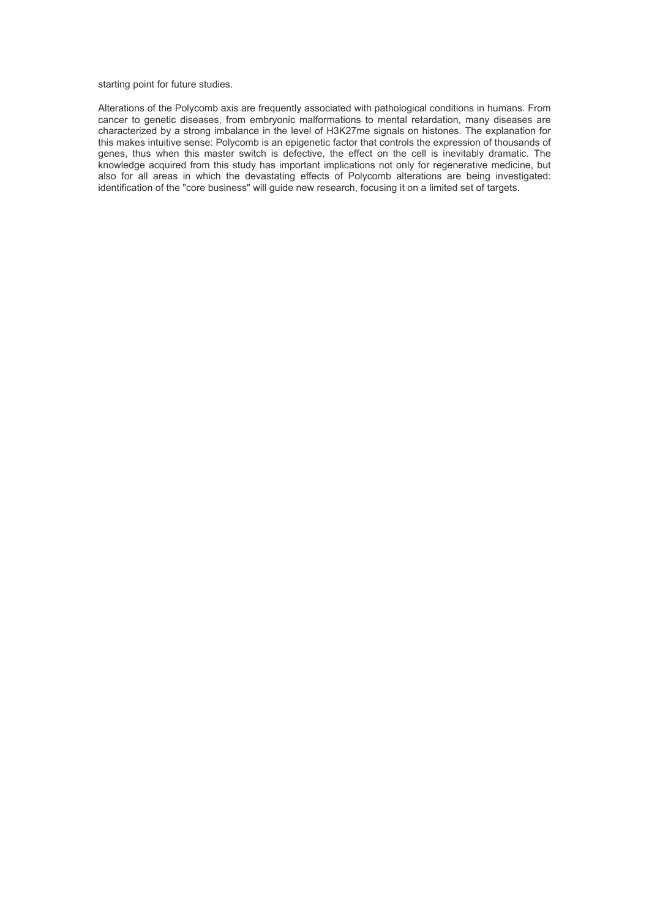starting point for future studies.

Alterations of the Polycomb axis are frequently associated with pathological conditions in humans. From cancer to genetic diseases, from embryonic malformations to mental retardation, many diseases are characterized by a strong imbalance in the level of H3K27me signals on histones. The explanation for this makes intuitive sense: Polycomb is an epigenetic factor that controls the expression of thousands of genes, thus when this master switch is defective, the effect on the cell is inevitably dramatic. The knowledge acquired from this study has important implications not only for regenerative medicine, but also for all areas in which the devastating effects of Polycomb alterations are being investigated: identification of the "core business" will guide new research, focusing it on a limited set of targets.